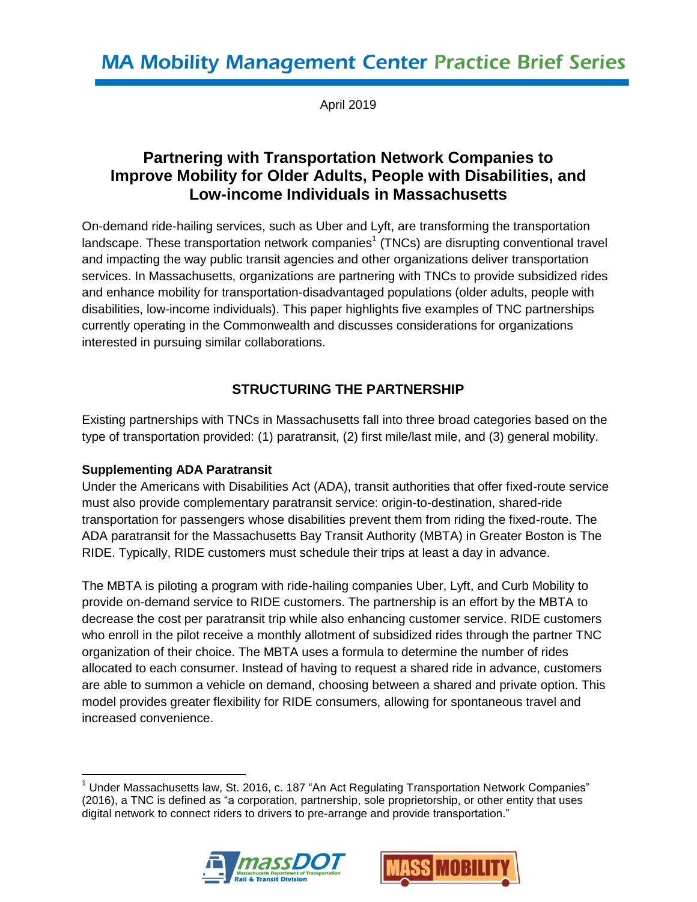MA Mobility Management Center Practice Brief Series

April 2019

# Partnering with Transportation Network Companies to Improve Mobility for Older Adults, People with Disabilities, and Low-income Individuals in Massachusetts

On-demand ride-hailing services, such as Uber and Lyft, are transforming the transportation landscape. These transportation network companies[1] (TNCs) are disrupting conventional travel and impacting the way public transit agencies and other organizations deliver transportation services. In Massachusetts, organizations are partnering with TNCs to provide subsidized rides and enhance mobility for transportation-disadvantaged populations (older adults, people with disabilities, low-income individuals). This paper highlights five examples of TNC partnerships currently operating in the Commonwealth and discusses considerations for organizations interested in pursuing similar collaborations.

## STRUCTURING THE PARTNERSHIP

Existing partnerships with TNCs in Massachusetts fall into three broad categories based on the type of transportation provided: (1) paratransit, (2) first mile/last mile, and (3) general mobility.

### Supplementing ADA Paratransit

Under the Americans with Disabilities Act (ADA), transit authorities that offer fixed-route service must also provide complementary paratransit service: origin-to-destination, shared-ride transportation for passengers whose disabilities prevent them from riding the fixed-route. The ADA paratransit for the Massachusetts Bay Transit Authority (MBTA) in Greater Boston is The RIDE. Typically, RIDE customers must schedule their trips at least a day in advance.

The MBTA is piloting a program with ride-hailing companies Uber, Lyft, and Curb Mobility to provide on-demand service to RIDE customers. The partnership is an effort by the MBTA to decrease the cost per paratransit trip while also enhancing customer service. RIDE customers who enroll in the pilot receive a monthly allotment of subsidized rides through the partner TNC organization of their choice. The MBTA uses a formula to determine the number of rides allocated to each consumer. Instead of having to request a shared ride in advance, customers are able to summon a vehicle on demand, choosing between a shared and private option. This model provides greater flexibility for RIDE consumers, allowing for spontaneous travel and increased convenience.

[1] Under Massachusetts law, St. 2016, c. 187 "An Act Regulating Transportation Network Companies" (2016), a TNC is defined as "a corporation, partnership, sole proprietorship, or other entity that uses digital network to connect riders to drivers to pre-arrange and provide transportation."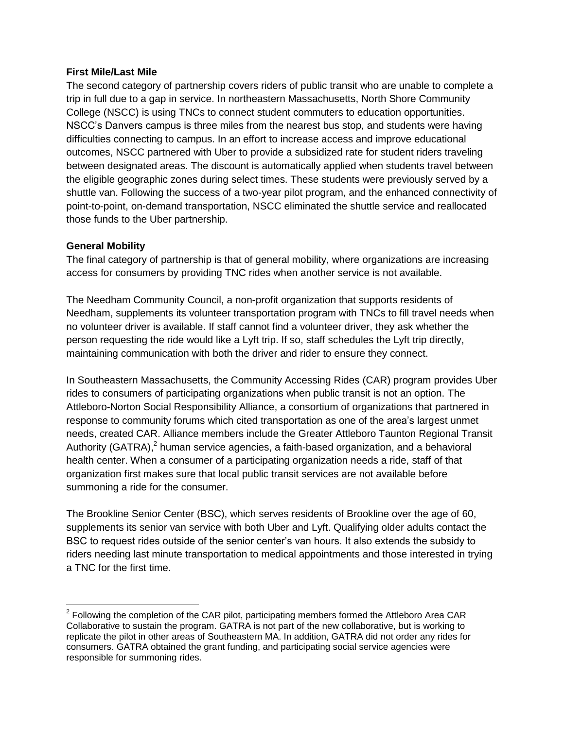**First Mile/Last Mile**

The second category of partnership covers riders of public transit who are unable to complete a trip in full due to a gap in service. In northeastern Massachusetts, North Shore Community College (NSCC) is using TNCs to connect student commuters to education opportunities. NSCC's Danvers campus is three miles from the nearest bus stop, and students were having difficulties connecting to campus. In an effort to increase access and improve educational outcomes, NSCC partnered with Uber to provide a subsidized rate for student riders traveling between designated areas. The discount is automatically applied when students travel between the eligible geographic zones during select times. These students were previously served by a shuttle van. Following the success of a two-year pilot program, and the enhanced connectivity of point-to-point, on-demand transportation, NSCC eliminated the shuttle service and reallocated those funds to the Uber partnership.

**General Mobility**

The final category of partnership is that of general mobility, where organizations are increasing access for consumers by providing TNC rides when another service is not available.

The Needham Community Council, a non-profit organization that supports residents of Needham, supplements its volunteer transportation program with TNCs to fill travel needs when no volunteer driver is available. If staff cannot find a volunteer driver, they ask whether the person requesting the ride would like a Lyft trip. If so, staff schedules the Lyft trip directly, maintaining communication with both the driver and rider to ensure they connect.

In Southeastern Massachusetts, the Community Accessing Rides (CAR) program provides Uber rides to consumers of participating organizations when public transit is not an option. The Attleboro-Norton Social Responsibility Alliance, a consortium of organizations that partnered in response to community forums which cited transportation as one of the area's largest unmet needs, created CAR. Alliance members include the Greater Attleboro Taunton Regional Transit Authority (GATRA),[2] human service agencies, a faith-based organization, and a behavioral health center. When a consumer of a participating organization needs a ride, staff of that organization first makes sure that local public transit services are not available before summoning a ride for the consumer.

The Brookline Senior Center (BSC), which serves residents of Brookline over the age of 60, supplements its senior van service with both Uber and Lyft. Qualifying older adults contact the BSC to request rides outside of the senior center's van hours. It also extends the subsidy to riders needing last minute transportation to medical appointments and those interested in trying a TNC for the first time.

[2] Following the completion of the CAR pilot, participating members formed the Attleboro Area CAR Collaborative to sustain the program. GATRA is not part of the new collaborative, but is working to replicate the pilot in other areas of Southeastern MA. In addition, GATRA did not order any rides for consumers. GATRA obtained the grant funding, and participating social service agencies were responsible for summoning rides.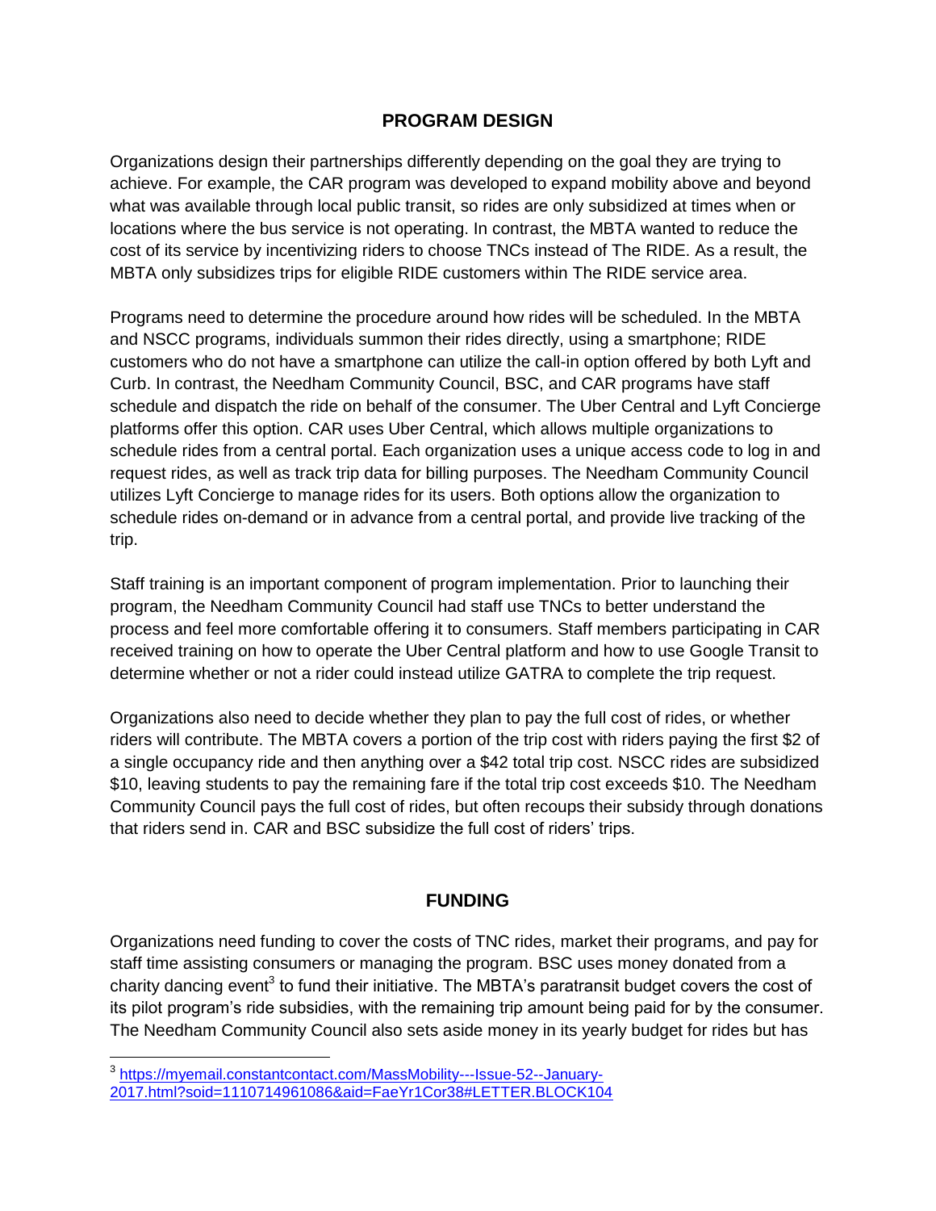## PROGRAM DESIGN

Organizations design their partnerships differently depending on the goal they are trying to achieve. For example, the CAR program was developed to expand mobility above and beyond what was available through local public transit, so rides are only subsidized at times when or locations where the bus service is not operating. In contrast, the MBTA wanted to reduce the cost of its service by incentivizing riders to choose TNCs instead of The RIDE. As a result, the MBTA only subsidizes trips for eligible RIDE customers within The RIDE service area.

Programs need to determine the procedure around how rides will be scheduled. In the MBTA and NSCC programs, individuals summon their rides directly, using a smartphone; RIDE customers who do not have a smartphone can utilize the call-in option offered by both Lyft and Curb. In contrast, the Needham Community Council, BSC, and CAR programs have staff schedule and dispatch the ride on behalf of the consumer. The Uber Central and Lyft Concierge platforms offer this option. CAR uses Uber Central, which allows multiple organizations to schedule rides from a central portal. Each organization uses a unique access code to log in and request rides, as well as track trip data for billing purposes. The Needham Community Council utilizes Lyft Concierge to manage rides for its users. Both options allow the organization to schedule rides on-demand or in advance from a central portal, and provide live tracking of the trip.

Staff training is an important component of program implementation. Prior to launching their program, the Needham Community Council had staff use TNCs to better understand the process and feel more comfortable offering it to consumers. Staff members participating in CAR received training on how to operate the Uber Central platform and how to use Google Transit to determine whether or not a rider could instead utilize GATRA to complete the trip request.

Organizations also need to decide whether they plan to pay the full cost of rides, or whether riders will contribute. The MBTA covers a portion of the trip cost with riders paying the first $2 of a single occupancy ride and then anything over a $42 total trip cost. NSCC rides are subsidized $10, leaving students to pay the remaining fare if the total trip cost exceeds $10. The Needham Community Council pays the full cost of rides, but often recoups their subsidy through donations that riders send in. CAR and BSC subsidize the full cost of riders' trips.

## FUNDING

Organizations need funding to cover the costs of TNC rides, market their programs, and pay for staff time assisting consumers or managing the program. BSC uses money donated from a charity dancing event[3] to fund their initiative. The MBTA's paratransit budget covers the cost of its pilot program's ride subsidies, with the remaining trip amount being paid for by the consumer. The Needham Community Council also sets aside money in its yearly budget for rides but has

[3] https://myemail.constantcontact.com/MassMobility---Issue-52--January-2017.html?soid=1110714961086&aid=FaeYr1Cor38#LETTER.BLOCK104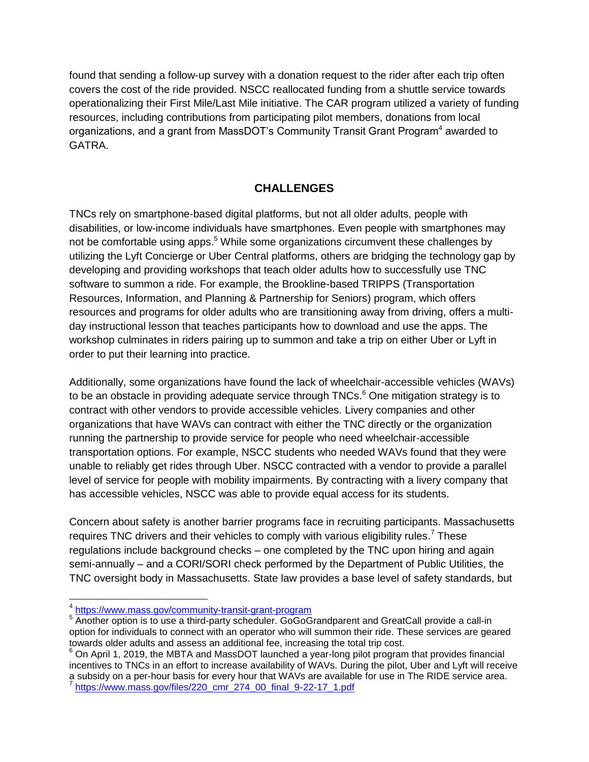found that sending a follow-up survey with a donation request to the rider after each trip often covers the cost of the ride provided. NSCC reallocated funding from a shuttle service towards operationalizing their First Mile/Last Mile initiative. The CAR program utilized a variety of funding resources, including contributions from participating pilot members, donations from local organizations, and a grant from MassDOT's Community Transit Grant Program[4] awarded to GATRA.

## CHALLENGES

TNCs rely on smartphone-based digital platforms, but not all older adults, people with disabilities, or low-income individuals have smartphones. Even people with smartphones may not be comfortable using apps.[5] While some organizations circumvent these challenges by utilizing the Lyft Concierge or Uber Central platforms, others are bridging the technology gap by developing and providing workshops that teach older adults how to successfully use TNC software to summon a ride. For example, the Brookline-based TRIPPS (Transportation Resources, Information, and Planning & Partnership for Seniors) program, which offers resources and programs for older adults who are transitioning away from driving, offers a multi-day instructional lesson that teaches participants how to download and use the apps. The workshop culminates in riders pairing up to summon and take a trip on either Uber or Lyft in order to put their learning into practice.

Additionally, some organizations have found the lack of wheelchair-accessible vehicles (WAVs) to be an obstacle in providing adequate service through TNCs.[6] One mitigation strategy is to contract with other vendors to provide accessible vehicles. Livery companies and other organizations that have WAVs can contract with either the TNC directly or the organization running the partnership to provide service for people who need wheelchair-accessible transportation options. For example, NSCC students who needed WAVs found that they were unable to reliably get rides through Uber. NSCC contracted with a vendor to provide a parallel level of service for people with mobility impairments. By contracting with a livery company that has accessible vehicles, NSCC was able to provide equal access for its students.

Concern about safety is another barrier programs face in recruiting participants. Massachusetts requires TNC drivers and their vehicles to comply with various eligibility rules.[7] These regulations include background checks – one completed by the TNC upon hiring and again semi-annually – and a CORI/SORI check performed by the Department of Public Utilities, the TNC oversight body in Massachusetts. State law provides a base level of safety standards, but

---

[4] https://www.mass.gov/community-transit-grant-program

[5] Another option is to use a third-party scheduler. GoGoGrandparent and GreatCall provide a call-in option for individuals to connect with an operator who will summon their ride. These services are geared towards older adults and assess an additional fee, increasing the total trip cost.

[6] On April 1, 2019, the MBTA and MassDOT launched a year-long pilot program that provides financial incentives to TNCs in an effort to increase availability of WAVs. During the pilot, Uber and Lyft will receive a subsidy on a per-hour basis for every hour that WAVs are available for use in The RIDE service area.

[7] https://www.mass.gov/files/220_cmr_274_00_final_9-22-17_1.pdf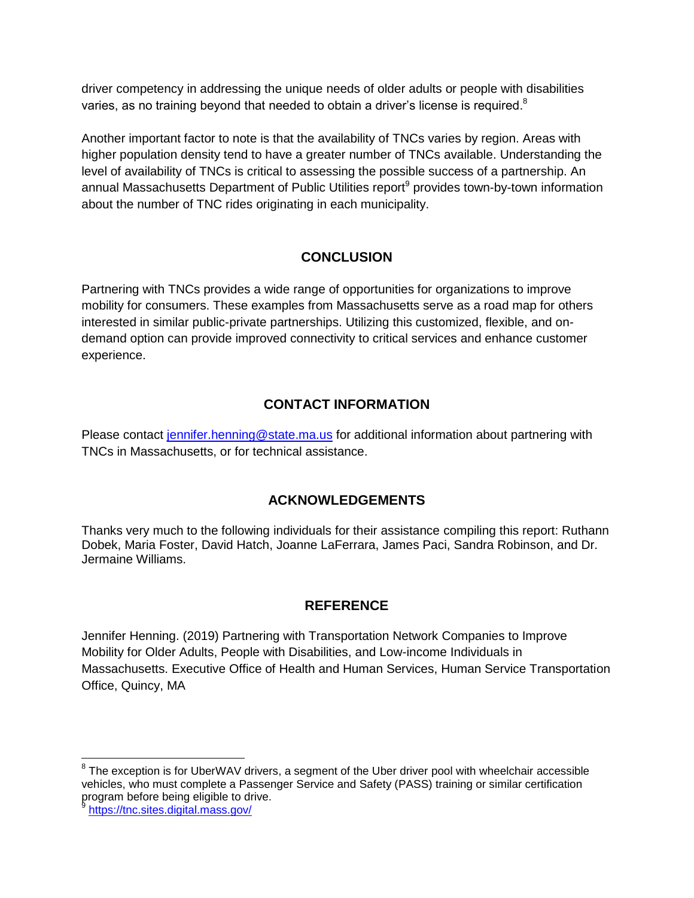driver competency in addressing the unique needs of older adults or people with disabilities varies, as no training beyond that needed to obtain a driver's license is required.[8]

Another important factor to note is that the availability of TNCs varies by region. Areas with higher population density tend to have a greater number of TNCs available. Understanding the level of availability of TNCs is critical to assessing the possible success of a partnership. An annual Massachusetts Department of Public Utilities report[9] provides town-by-town information about the number of TNC rides originating in each municipality.

## CONCLUSION

Partnering with TNCs provides a wide range of opportunities for organizations to improve mobility for consumers. These examples from Massachusetts serve as a road map for others interested in similar public-private partnerships. Utilizing this customized, flexible, and on-demand option can provide improved connectivity to critical services and enhance customer experience.

## CONTACT INFORMATION

Please contact [jennifer.henning@state.ma.us](mailto:jennifer.henning@state.ma.us) for additional information about partnering with TNCs in Massachusetts, or for technical assistance.

## ACKNOWLEDGEMENTS

Thanks very much to the following individuals for their assistance compiling this report: Ruthann Dobek, Maria Foster, David Hatch, Joanne LaFerrara, James Paci, Sandra Robinson, and Dr. Jermaine Williams.

## REFERENCE

Jennifer Henning. (2019) Partnering with Transportation Network Companies to Improve Mobility for Older Adults, People with Disabilities, and Low-income Individuals in Massachusetts. Executive Office of Health and Human Services, Human Service Transportation Office, Quincy, MA

---

[8] The exception is for UberWAV drivers, a segment of the Uber driver pool with wheelchair accessible vehicles, who must complete a Passenger Service and Safety (PASS) training or similar certification program before being eligible to drive.

[9] https://tnc.sites.digital.mass.gov/